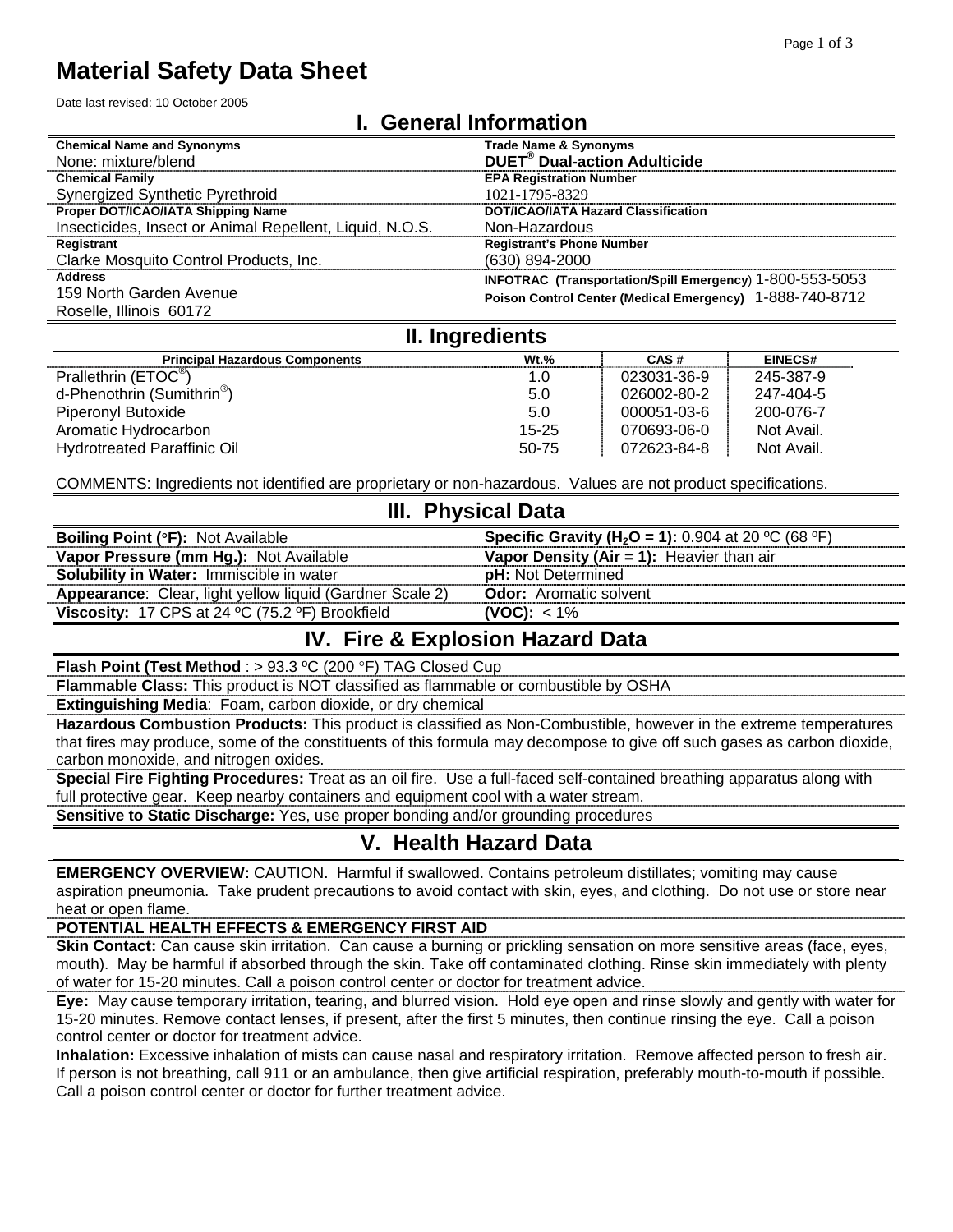# Material Safety Data Sheet

Date last revised: 10 October 2005

## I. General Information

| Chemical Name and Synonyms | Trade Name & Synonyms |
|---|---|
| None: mixture/blend | **DUET® Dual-action Adulticide** |
| **Chemical Family** | **EPA Registration Number** |
| Synergized Synthetic Pyrethroid | 1021-1795-8329 |
| **Proper DOT/ICAO/IATA Shipping Name** | **DOT/ICAO/IATA Hazard Classification** |
| Insecticides, Insect or Animal Repellent, Liquid, N.O.S. | Non-Hazardous |
| **Registrant** | **Registrant's Phone Number** |
| Clarke Mosquito Control Products, Inc. | (630) 894-2000 |
| **Address** | **INFOTRAC (Transportation/Spill Emergency)** 1-800-553-5053 |
| 159 North Garden Avenue<br>Roselle, Illinois 60172 | **Poison Control Center (Medical Emergency)** 1-888-740-8712 |

## II. Ingredients

| Principal Hazardous Components | Wt.% | CAS # | EINECS# |
|---|---|---|---|
| Prallethrin (ETOC®) | 1.0 | 023031-36-9 | 245-387-9 |
| d-Phenothrin (Sumithrin®) | 5.0 | 026002-80-2 | 247-404-5 |
| Piperonyl Butoxide | 5.0 | 000051-03-6 | 200-076-7 |
| Aromatic Hydrocarbon | 15-25 | 070693-06-0 | Not Avail. |
| Hydrotreated Paraffinic Oil | 50-75 | 072623-84-8 | Not Avail. |

COMMENTS: Ingredients not identified are proprietary or non-hazardous. Values are not product specifications.

## III. Physical Data

| | |
|---|---|
| **Boiling Point (°F):** Not Available | **Specific Gravity ($H_2O$ = 1):** 0.904 at 20 ºC (68 ºF) |
| **Vapor Pressure (mm Hg.):** Not Available | **Vapor Density (Air = 1):** Heavier than air |
| **Solubility in Water:** Immiscible in water | **pH:** Not Determined |
| **Appearance**: Clear, light yellow liquid (Gardner Scale 2) | **Odor:** Aromatic solvent |
| **Viscosity:** 17 CPS at 24 ºC (75.2 ºF) Brookfield | **(VOC):** < 1% |

## IV. Fire & Explosion Hazard Data

**Flash Point (Test Method** : > 93.3 ºC (200 °F) TAG Closed Cup

**Flammable Class:** This product is NOT classified as flammable or combustible by OSHA

**Extinguishing Media**: Foam, carbon dioxide, or dry chemical

**Hazardous Combustion Products:** This product is classified as Non-Combustible, however in the extreme temperatures that fires may produce, some of the constituents of this formula may decompose to give off such gases as carbon dioxide, carbon monoxide, and nitrogen oxides.

**Special Fire Fighting Procedures:** Treat as an oil fire. Use a full-faced self-contained breathing apparatus along with full protective gear. Keep nearby containers and equipment cool with a water stream.

**Sensitive to Static Discharge:** Yes, use proper bonding and/or grounding procedures

## V. Health Hazard Data

**EMERGENCY OVERVIEW:** CAUTION. Harmful if swallowed. Contains petroleum distillates; vomiting may cause aspiration pneumonia. Take prudent precautions to avoid contact with skin, eyes, and clothing. Do not use or store near heat or open flame.

**POTENTIAL HEALTH EFFECTS & EMERGENCY FIRST AID**

**Skin Contact:** Can cause skin irritation. Can cause a burning or prickling sensation on more sensitive areas (face, eyes, mouth). May be harmful if absorbed through the skin. Take off contaminated clothing. Rinse skin immediately with plenty of water for 15-20 minutes. Call a poison control center or doctor for treatment advice.

**Eye:** May cause temporary irritation, tearing, and blurred vision. Hold eye open and rinse slowly and gently with water for 15-20 minutes. Remove contact lenses, if present, after the first 5 minutes, then continue rinsing the eye. Call a poison control center or doctor for treatment advice.

**Inhalation:** Excessive inhalation of mists can cause nasal and respiratory irritation. Remove affected person to fresh air. If person is not breathing, call 911 or an ambulance, then give artificial respiration, preferably mouth-to-mouth if possible. Call a poison control center or doctor for further treatment advice.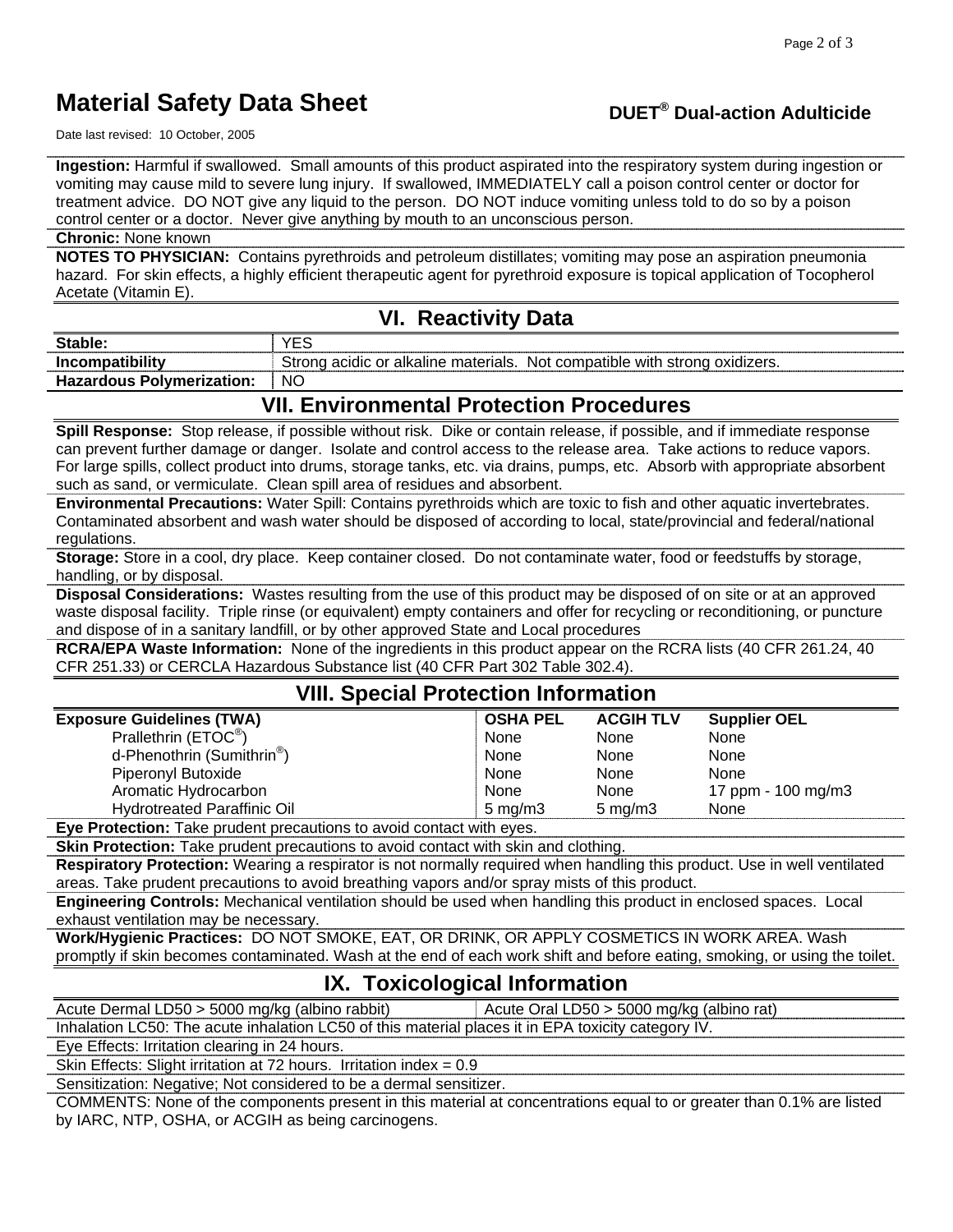# Material Safety Data Sheet

**DUET® Dual-action Adulticide**

Date last revised: 10 October, 2005

**Ingestion:** Harmful if swallowed. Small amounts of this product aspirated into the respiratory system during ingestion or vomiting may cause mild to severe lung injury. If swallowed, IMMEDIATELY call a poison control center or doctor for treatment advice. DO NOT give any liquid to the person. DO NOT induce vomiting unless told to do so by a poison control center or a doctor. Never give anything by mouth to an unconscious person.

**Chronic:** None known

**NOTES TO PHYSICIAN:** Contains pyrethroids and petroleum distillates; vomiting may pose an aspiration pneumonia hazard. For skin effects, a highly efficient therapeutic agent for pyrethroid exposure is topical application of Tocopherol Acetate (Vitamin E).

## VI. Reactivity Data

| | |
|---|---|
| **Stable:** | YES |
| **Incompatibility** | Strong acidic or alkaline materials. Not compatible with strong oxidizers. |
| **Hazardous Polymerization:** | NO |

## VII. Environmental Protection Procedures

**Spill Response:** Stop release, if possible without risk. Dike or contain release, if possible, and if immediate response can prevent further damage or danger. Isolate and control access to the release area. Take actions to reduce vapors. For large spills, collect product into drums, storage tanks, etc. via drains, pumps, etc. Absorb with appropriate absorbent such as sand, or vermiculate. Clean spill area of residues and absorbent.

**Environmental Precautions:** Water Spill: Contains pyrethroids which are toxic to fish and other aquatic invertebrates. Contaminated absorbent and wash water should be disposed of according to local, state/provincial and federal/national regulations.

**Storage:** Store in a cool, dry place. Keep container closed. Do not contaminate water, food or feedstuffs by storage, handling, or by disposal.

**Disposal Considerations:** Wastes resulting from the use of this product may be disposed of on site or at an approved waste disposal facility. Triple rinse (or equivalent) empty containers and offer for recycling or reconditioning, or puncture and dispose of in a sanitary landfill, or by other approved State and Local procedures

**RCRA/EPA Waste Information:** None of the ingredients in this product appear on the RCRA lists (40 CFR 261.24, 40 CFR 251.33) or CERCLA Hazardous Substance list (40 CFR Part 302 Table 302.4).

## VIII. Special Protection Information

| Exposure Guidelines (TWA) | OSHA PEL | ACGIH TLV | Supplier OEL |
|---|---|---|---|
| Prallethrin (ETOC®) | None | None | None |
| d-Phenothrin (Sumithrin®) | None | None | None |
| Piperonyl Butoxide | None | None | None |
| Aromatic Hydrocarbon | None | None | 17 ppm - 100 mg/m3 |
| Hydrotreated Paraffinic Oil | 5 mg/m3 | 5 mg/m3 | None |

**Eye Protection:** Take prudent precautions to avoid contact with eyes.

**Skin Protection:** Take prudent precautions to avoid contact with skin and clothing.

**Respiratory Protection:** Wearing a respirator is not normally required when handling this product. Use in well ventilated areas. Take prudent precautions to avoid breathing vapors and/or spray mists of this product.

**Engineering Controls:** Mechanical ventilation should be used when handling this product in enclosed spaces. Local exhaust ventilation may be necessary.

**Work/Hygienic Practices:** DO NOT SMOKE, EAT, OR DRINK, OR APPLY COSMETICS IN WORK AREA. Wash promptly if skin becomes contaminated. Wash at the end of each work shift and before eating, smoking, or using the toilet.

## IX. Toxicological Information

| | |
|---|---|
| Acute Dermal LD50 > 5000 mg/kg (albino rabbit) | Acute Oral LD50 > 5000 mg/kg (albino rat) |

Inhalation LC50: The acute inhalation LC50 of this material places it in EPA toxicity category IV.

Eye Effects: Irritation clearing in 24 hours.

Skin Effects: Slight irritation at 72 hours. Irritation index = 0.9

Sensitization: Negative; Not considered to be a dermal sensitizer.

COMMENTS: None of the components present in this material at concentrations equal to or greater than 0.1% are listed by IARC, NTP, OSHA, or ACGIH as being carcinogens.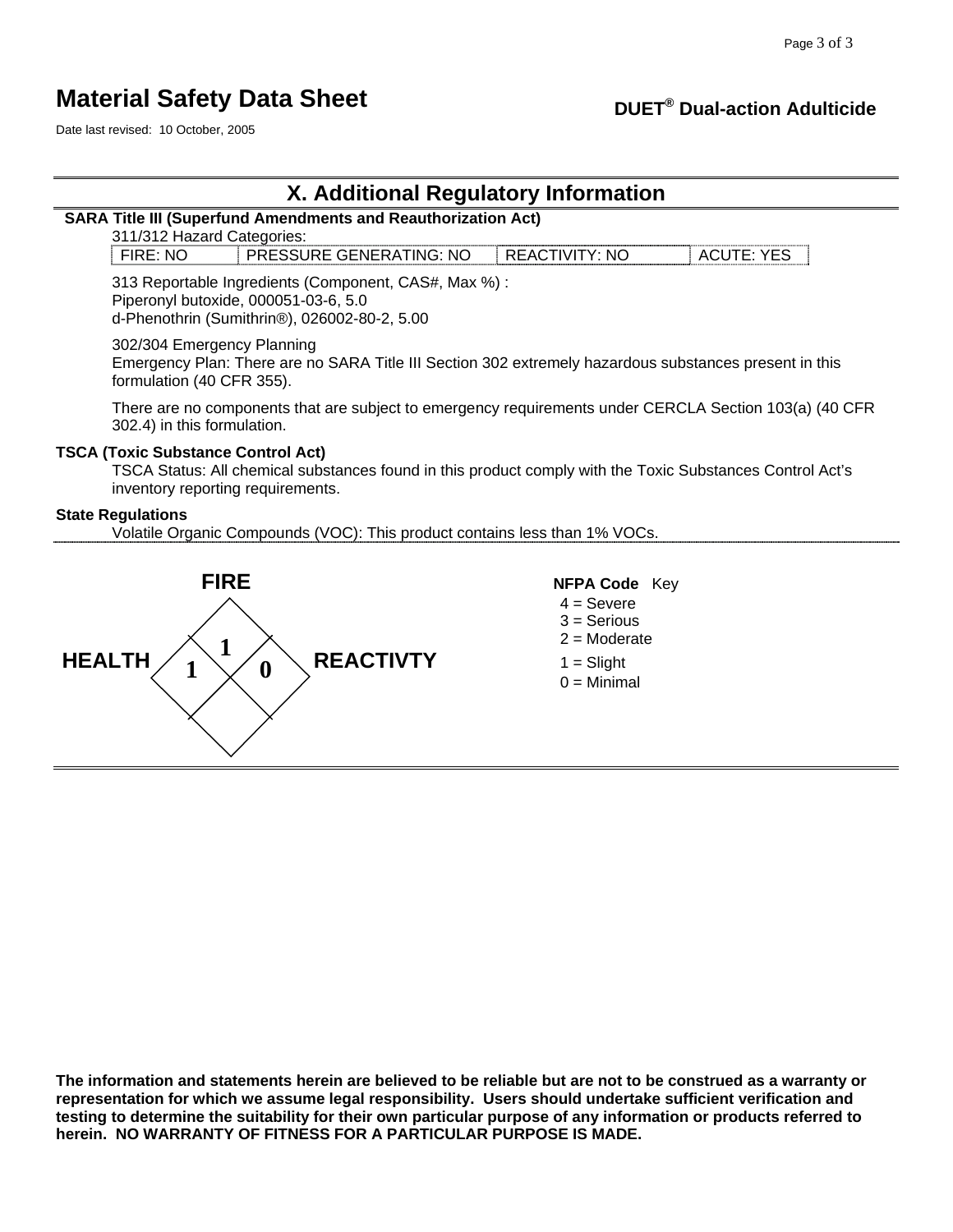# Material Safety Data Sheet

**DUET® Dual-action Adulticide**

Date last revised: 10 October, 2005

## X. Additional Regulatory Information

**SARA Title III (Superfund Amendments and Reauthorization Act)**

311/312 Hazard Categories:

| | | | |
|---|---|---|---|
| FIRE: NO | PRESSURE GENERATING: NO | REACTIVITY: NO | ACUTE: YES |

313 Reportable Ingredients (Component, CAS#, Max %) :
Piperonyl butoxide, 000051-03-6, 5.0
d-Phenothrin (Sumithrin®), 026002-80-2, 5.00

302/304 Emergency Planning
Emergency Plan: There are no SARA Title III Section 302 extremely hazardous substances present in this formulation (40 CFR 355).

There are no components that are subject to emergency requirements under CERCLA Section 103(a) (40 CFR 302.4) in this formulation.

**TSCA (Toxic Substance Control Act)**

TSCA Status: All chemical substances found in this product comply with the Toxic Substances Control Act's inventory reporting requirements.

**State Regulations**

Volatile Organic Compounds (VOC): This product contains less than 1% VOCs.

FIRE
1
HEALTH
1
REACTIVTY
0

**NFPA Code** Key
4 = Severe
3 = Serious
2 = Moderate
1 = Slight
0 = Minimal

**The information and statements herein are believed to be reliable but are not to be construed as a warranty or representation for which we assume legal responsibility. Users should undertake sufficient verification and testing to determine the suitability for their own particular purpose of any information or products referred to herein. NO WARRANTY OF FITNESS FOR A PARTICULAR PURPOSE IS MADE.**